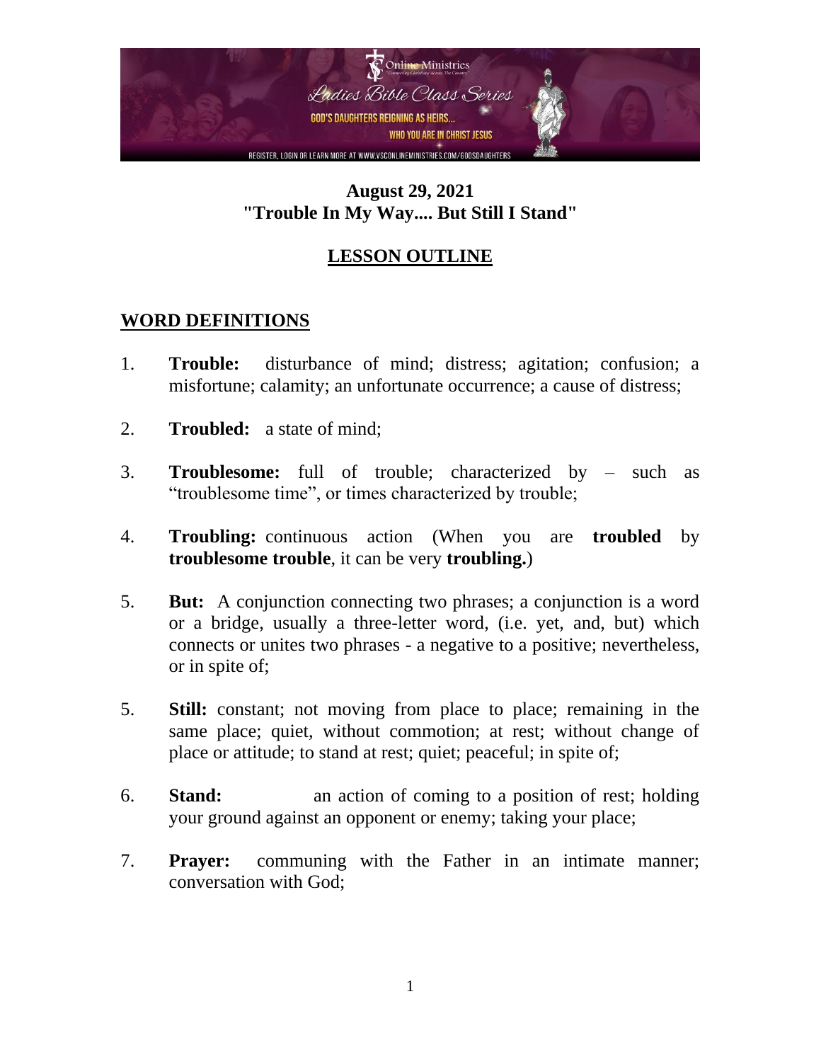**August 29, 2021**
**"Trouble In My Way.... But Still I Stand"**

## LESSON OUTLINE

## WORD DEFINITIONS

1. **Trouble:** disturbance of mind; distress; agitation; confusion; a misfortune; calamity; an unfortunate occurrence; a cause of distress;

2. **Troubled:** a state of mind;

3. **Troublesome:** full of trouble; characterized by – such as "troublesome time", or times characterized by trouble;

4. **Troubling:** continuous action (When you are **troubled** by **troublesome trouble**, it can be very **troubling.**)

5. **But:** A conjunction connecting two phrases; a conjunction is a word or a bridge, usually a three-letter word, (i.e. yet, and, but) which connects or unites two phrases - a negative to a positive; nevertheless, or in spite of;

5. **Still:** constant; not moving from place to place; remaining in the same place; quiet, without commotion; at rest; without change of place or attitude; to stand at rest; quiet; peaceful; in spite of;

6. **Stand:** an action of coming to a position of rest; holding your ground against an opponent or enemy; taking your place;

7. **Prayer:** communing with the Father in an intimate manner; conversation with God;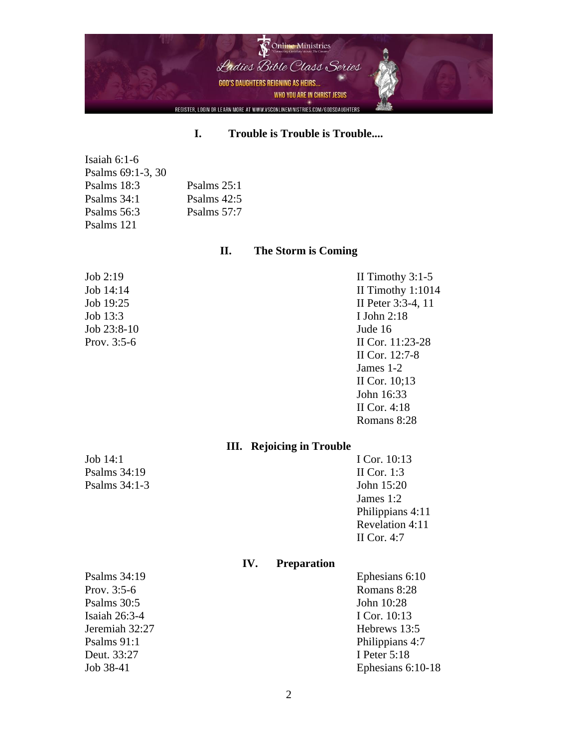## I. Trouble is Trouble is Trouble....

Isaiah 6:1-6
Psalms 69:1-3, 30
Psalms 18:3
Psalms 34:1
Psalms 56:3
Psalms 121

Psalms 25:1
Psalms 42:5
Psalms 57:7

## II. The Storm is Coming

Job 2:19
Job 14:14
Job 19:25
Job 13:3
Job 23:8-10
Prov. 3:5-6

II Timothy 3:1-5
II Timothy 1:1014
II Peter 3:3-4, 11
I John 2:18
Jude 16
II Cor. 11:23-28
II Cor. 12:7-8
James 1-2
II Cor. 10;13
John 16:33
II Cor. 4:18
Romans 8:28

## III. Rejoicing in Trouble

Job 14:1
Psalms 34:19
Psalms 34:1-3

I Cor. 10:13
II Cor. 1:3
John 15:20
James 1:2
Philippians 4:11
Revelation 4:11
II Cor. 4:7

## IV. Preparation

Psalms 34:19
Prov. 3:5-6
Psalms 30:5
Isaiah 26:3-4
Jeremiah 32:27
Psalms 91:1
Deut. 33:27
Job 38-41

Ephesians 6:10
Romans 8:28
John 10:28
I Cor. 10:13
Hebrews 13:5
Philippians 4:7
I Peter 5:18
Ephesians 6:10-18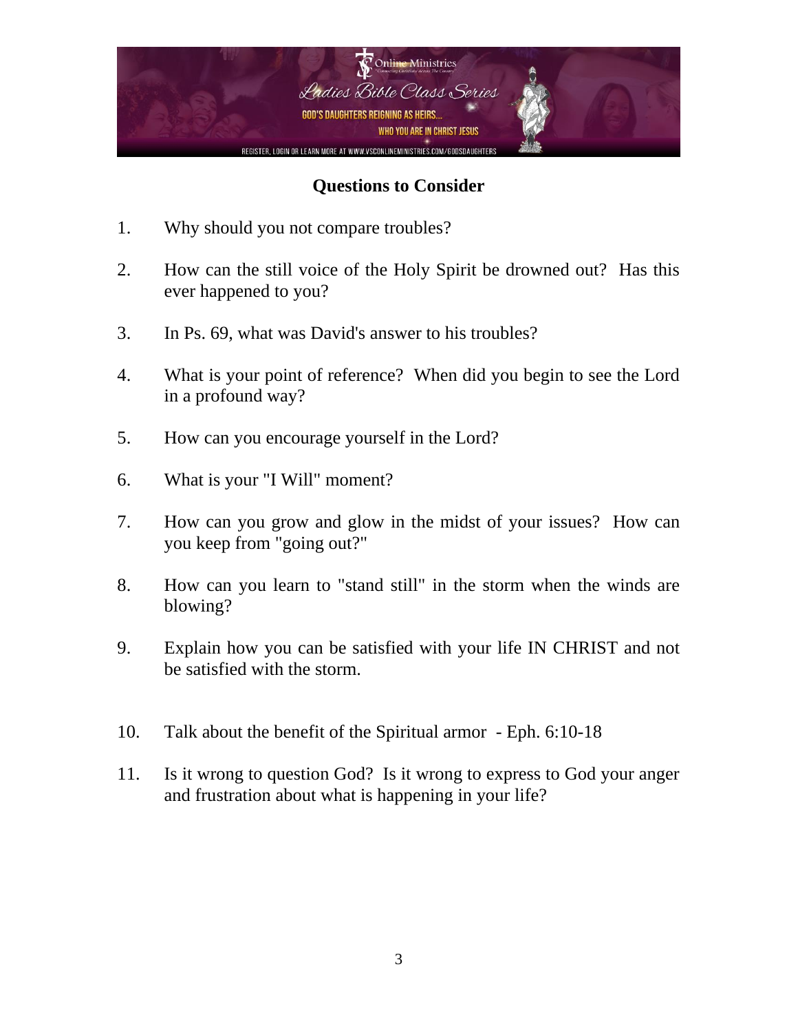## Questions to Consider

1. Why should you not compare troubles?

2. How can the still voice of the Holy Spirit be drowned out? Has this ever happened to you?

3. In Ps. 69, what was David's answer to his troubles?

4. What is your point of reference? When did you begin to see the Lord in a profound way?

5. How can you encourage yourself in the Lord?

6. What is your "I Will" moment?

7. How can you grow and glow in the midst of your issues? How can you keep from "going out?"

8. How can you learn to "stand still" in the storm when the winds are blowing?

9. Explain how you can be satisfied with your life IN CHRIST and not be satisfied with the storm.

10. Talk about the benefit of the Spiritual armor - Eph. 6:10-18

11. Is it wrong to question God? Is it wrong to express to God your anger and frustration about what is happening in your life?